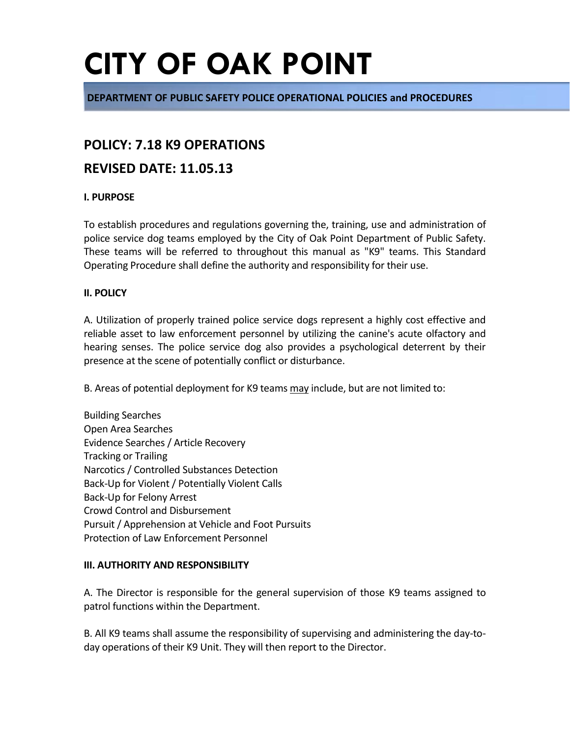# CITY OF OAK POINT

**DEPARTMENT OF PUBLIC SAFETY POLICE OPERATIONAL POLICIES and PROCEDURES**

## POLICY: 7.18 K9 OPERATIONS

## REVISED DATE: 11.05.13

**I. PURPOSE**

To establish procedures and regulations governing the, training, use and administration of police service dog teams employed by the City of Oak Point Department of Public Safety. These teams will be referred to throughout this manual as "K9" teams. This Standard Operating Procedure shall define the authority and responsibility for their use.

**II. POLICY**

A. Utilization of properly trained police service dogs represent a highly cost effective and reliable asset to law enforcement personnel by utilizing the canine's acute olfactory and hearing senses. The police service dog also provides a psychological deterrent by their presence at the scene of potentially conflict or disturbance.

B. Areas of potential deployment for K9 teams <u>may</u> include, but are not limited to:

Building Searches
Open Area Searches
Evidence Searches / Article Recovery
Tracking or Trailing
Narcotics / Controlled Substances Detection
Back-Up for Violent / Potentially Violent Calls
Back-Up for Felony Arrest
Crowd Control and Disbursement
Pursuit / Apprehension at Vehicle and Foot Pursuits
Protection of Law Enforcement Personnel

**III. AUTHORITY AND RESPONSIBILITY**

A. The Director is responsible for the general supervision of those K9 teams assigned to patrol functions within the Department.

B. All K9 teams shall assume the responsibility of supervising and administering the day-to-day operations of their K9 Unit. They will then report to the Director.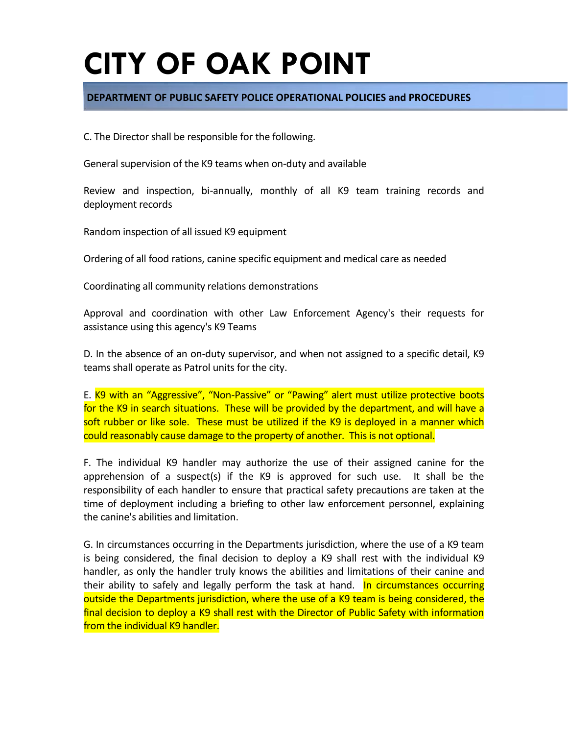C. The Director shall be responsible for the following.

General supervision of the K9 teams when on-duty and available

Review and inspection, bi-annually, monthly of all K9 team training records and deployment records

Random inspection of all issued K9 equipment

Ordering of all food rations, canine specific equipment and medical care as needed

Coordinating all community relations demonstrations

Approval and coordination with other Law Enforcement Agency's their requests for assistance using this agency's K9 Teams

D. In the absence of an on-duty supervisor, and when not assigned to a specific detail, K9 teams shall operate as Patrol units for the city.

E. K9 with an "Aggressive", "Non-Passive" or "Pawing" alert must utilize protective boots for the K9 in search situations. These will be provided by the department, and will have a soft rubber or like sole. These must be utilized if the K9 is deployed in a manner which could reasonably cause damage to the property of another. This is not optional.

F. The individual K9 handler may authorize the use of their assigned canine for the apprehension of a suspect(s) if the K9 is approved for such use. It shall be the responsibility of each handler to ensure that practical safety precautions are taken at the time of deployment including a briefing to other law enforcement personnel, explaining the canine's abilities and limitation.

G. In circumstances occurring in the Departments jurisdiction, where the use of a K9 team is being considered, the final decision to deploy a K9 shall rest with the individual K9 handler, as only the handler truly knows the abilities and limitations of their canine and their ability to safely and legally perform the task at hand. In circumstances occurring outside the Departments jurisdiction, where the use of a K9 team is being considered, the final decision to deploy a K9 shall rest with the Director of Public Safety with information from the individual K9 handler.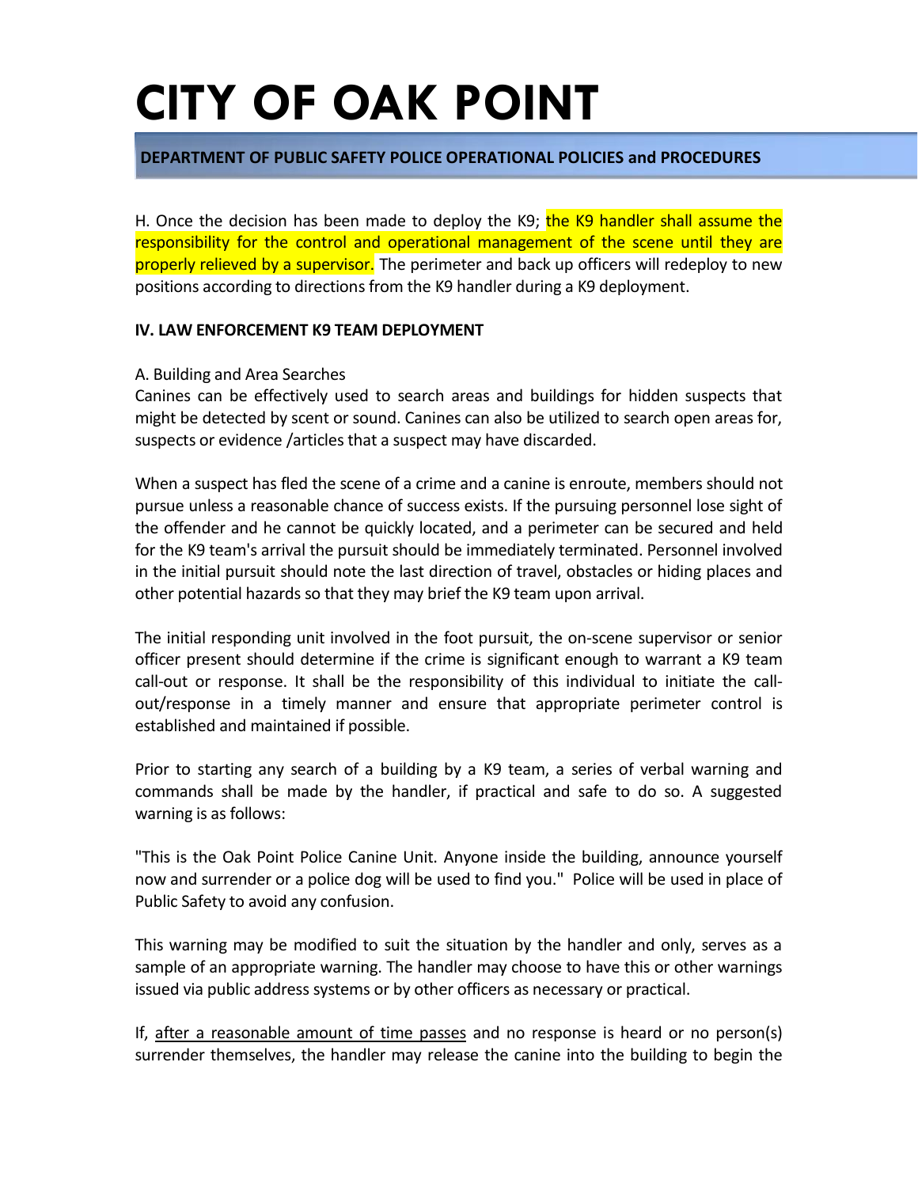H. Once the decision has been made to deploy the K9; the K9 handler shall assume the responsibility for the control and operational management of the scene until they are properly relieved by a supervisor. The perimeter and back up officers will redeploy to new positions according to directions from the K9 handler during a K9 deployment.

**IV. LAW ENFORCEMENT K9 TEAM DEPLOYMENT**

A. Building and Area Searches
Canines can be effectively used to search areas and buildings for hidden suspects that might be detected by scent or sound. Canines can also be utilized to search open areas for, suspects or evidence /articles that a suspect may have discarded.

When a suspect has fled the scene of a crime and a canine is enroute, members should not pursue unless a reasonable chance of success exists. If the pursuing personnel lose sight of the offender and he cannot be quickly located, and a perimeter can be secured and held for the K9 team's arrival the pursuit should be immediately terminated. Personnel involved in the initial pursuit should note the last direction of travel, obstacles or hiding places and other potential hazards so that they may brief the K9 team upon arrival.

The initial responding unit involved in the foot pursuit, the on-scene supervisor or senior officer present should determine if the crime is significant enough to warrant a K9 team call-out or response. It shall be the responsibility of this individual to initiate the call-out/response in a timely manner and ensure that appropriate perimeter control is established and maintained if possible.

Prior to starting any search of a building by a K9 team, a series of verbal warning and commands shall be made by the handler, if practical and safe to do so. A suggested warning is as follows:

"This is the Oak Point Police Canine Unit. Anyone inside the building, announce yourself now and surrender or a police dog will be used to find you." Police will be used in place of Public Safety to avoid any confusion.

This warning may be modified to suit the situation by the handler and only, serves as a sample of an appropriate warning. The handler may choose to have this or other warnings issued via public address systems or by other officers as necessary or practical.

If, after a reasonable amount of time passes and no response is heard or no person(s) surrender themselves, the handler may release the canine into the building to begin the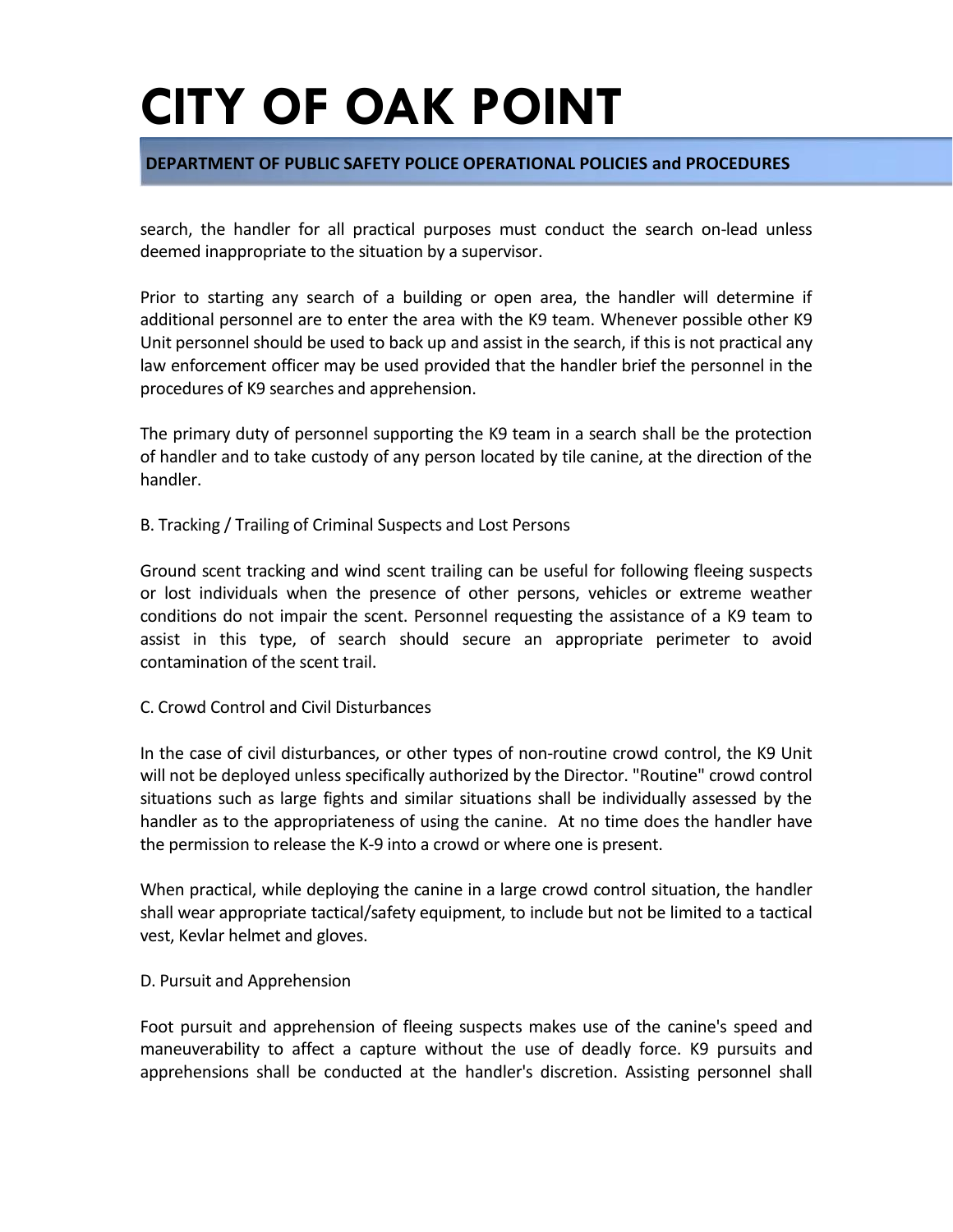search, the handler for all practical purposes must conduct the search on-lead unless deemed inappropriate to the situation by a supervisor.

Prior to starting any search of a building or open area, the handler will determine if additional personnel are to enter the area with the K9 team. Whenever possible other K9 Unit personnel should be used to back up and assist in the search, if this is not practical any law enforcement officer may be used provided that the handler brief the personnel in the procedures of K9 searches and apprehension.

The primary duty of personnel supporting the K9 team in a search shall be the protection of handler and to take custody of any person located by tile canine, at the direction of the handler.

B. Tracking / Trailing of Criminal Suspects and Lost Persons

Ground scent tracking and wind scent trailing can be useful for following fleeing suspects or lost individuals when the presence of other persons, vehicles or extreme weather conditions do not impair the scent. Personnel requesting the assistance of a K9 team to assist in this type, of search should secure an appropriate perimeter to avoid contamination of the scent trail.

C. Crowd Control and Civil Disturbances

In the case of civil disturbances, or other types of non-routine crowd control, the K9 Unit will not be deployed unless specifically authorized by the Director. "Routine" crowd control situations such as large fights and similar situations shall be individually assessed by the handler as to the appropriateness of using the canine. At no time does the handler have the permission to release the K-9 into a crowd or where one is present.

When practical, while deploying the canine in a large crowd control situation, the handler shall wear appropriate tactical/safety equipment, to include but not be limited to a tactical vest, Kevlar helmet and gloves.

D. Pursuit and Apprehension

Foot pursuit and apprehension of fleeing suspects makes use of the canine's speed and maneuverability to affect a capture without the use of deadly force. K9 pursuits and apprehensions shall be conducted at the handler's discretion. Assisting personnel shall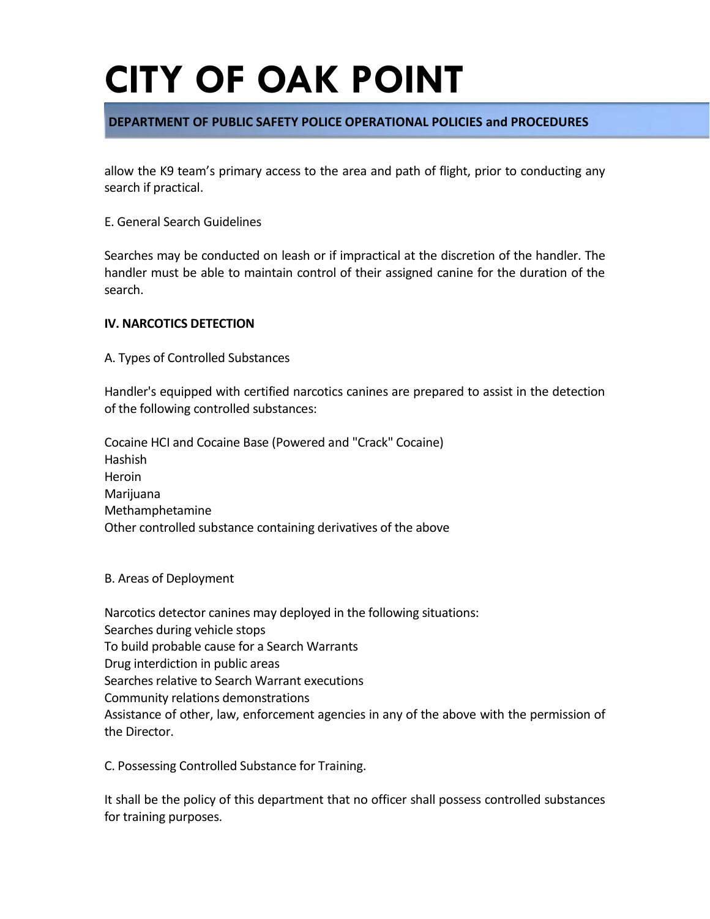allow the K9 team's primary access to the area and path of flight, prior to conducting any search if practical.

E. General Search Guidelines

Searches may be conducted on leash or if impractical at the discretion of the handler. The handler must be able to maintain control of their assigned canine for the duration of the search.

**IV. NARCOTICS DETECTION**

A. Types of Controlled Substances

Handler's equipped with certified narcotics canines are prepared to assist in the detection of the following controlled substances:

Cocaine HCI and Cocaine Base (Powered and "Crack" Cocaine)
Hashish
Heroin
Marijuana
Methamphetamine
Other controlled substance containing derivatives of the above

B. Areas of Deployment

Narcotics detector canines may deployed in the following situations:
Searches during vehicle stops
To build probable cause for a Search Warrants
Drug interdiction in public areas
Searches relative to Search Warrant executions
Community relations demonstrations
Assistance of other, law, enforcement agencies in any of the above with the permission of the Director.

C. Possessing Controlled Substance for Training.

It shall be the policy of this department that no officer shall possess controlled substances for training purposes.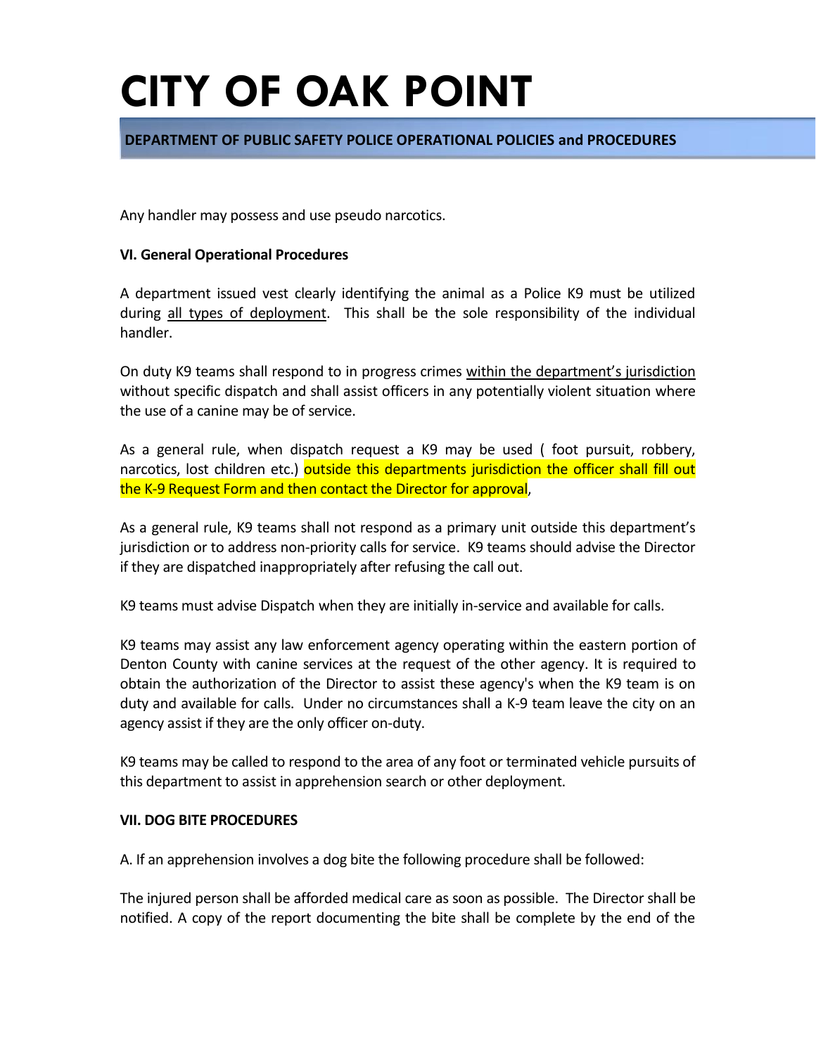Any handler may possess and use pseudo narcotics.

**VI. General Operational Procedures**

A department issued vest clearly identifying the animal as a Police K9 must be utilized during all types of deployment. This shall be the sole responsibility of the individual handler.

On duty K9 teams shall respond to in progress crimes within the department's jurisdiction without specific dispatch and shall assist officers in any potentially violent situation where the use of a canine may be of service.

As a general rule, when dispatch request a K9 may be used ( foot pursuit, robbery, narcotics, lost children etc.) outside this departments jurisdiction the officer shall fill out the K-9 Request Form and then contact the Director for approval,

As a general rule, K9 teams shall not respond as a primary unit outside this department's jurisdiction or to address non-priority calls for service. K9 teams should advise the Director if they are dispatched inappropriately after refusing the call out.

K9 teams must advise Dispatch when they are initially in-service and available for calls.

K9 teams may assist any law enforcement agency operating within the eastern portion of Denton County with canine services at the request of the other agency. It is required to obtain the authorization of the Director to assist these agency's when the K9 team is on duty and available for calls. Under no circumstances shall a K-9 team leave the city on an agency assist if they are the only officer on-duty.

K9 teams may be called to respond to the area of any foot or terminated vehicle pursuits of this department to assist in apprehension search or other deployment.

**VII. DOG BITE PROCEDURES**

A. If an apprehension involves a dog bite the following procedure shall be followed:

The injured person shall be afforded medical care as soon as possible. The Director shall be notified. A copy of the report documenting the bite shall be complete by the end of the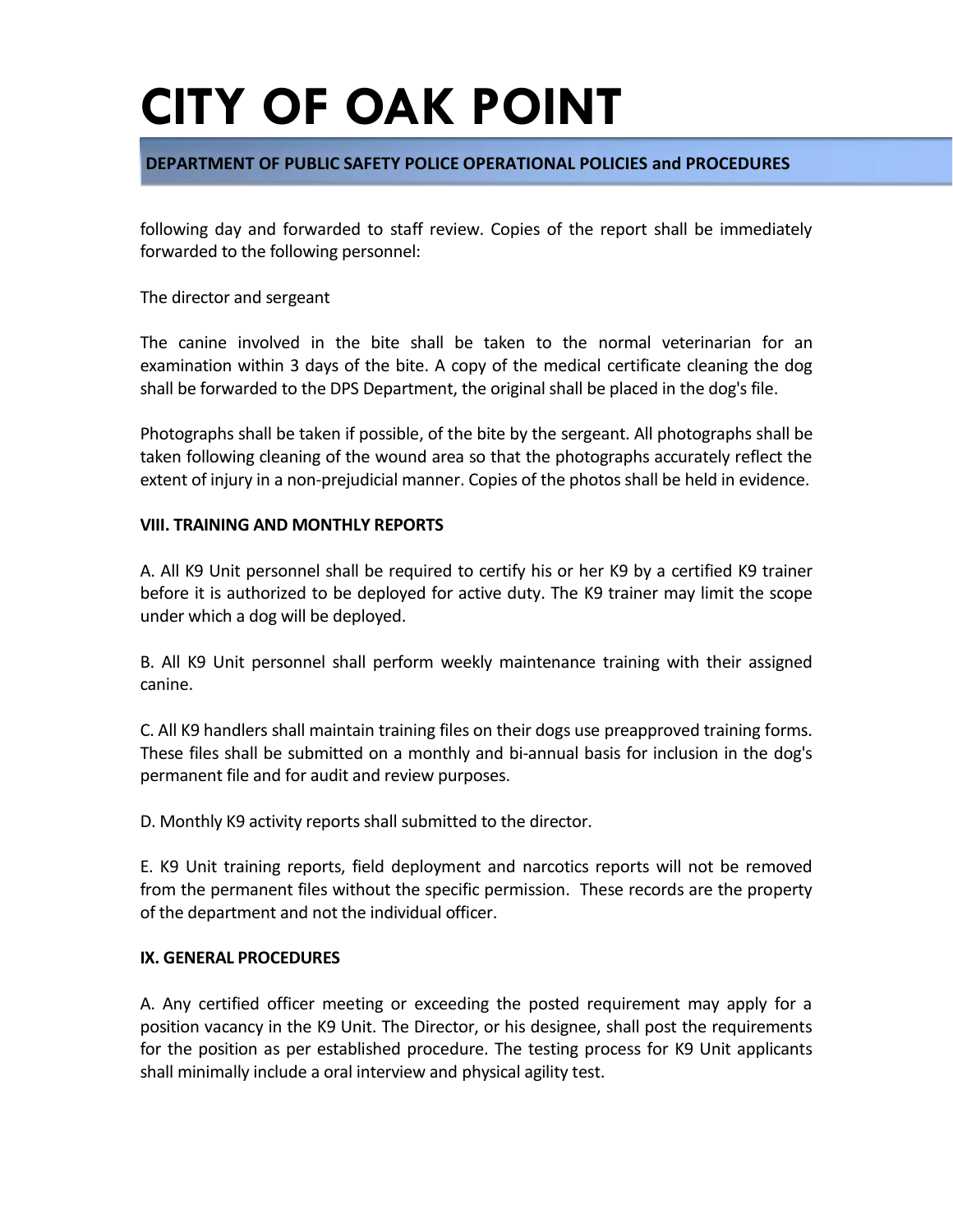following day and forwarded to staff review. Copies of the report shall be immediately forwarded to the following personnel:

The director and sergeant

The canine involved in the bite shall be taken to the normal veterinarian for an examination within 3 days of the bite. A copy of the medical certificate cleaning the dog shall be forwarded to the DPS Department, the original shall be placed in the dog's file.

Photographs shall be taken if possible, of the bite by the sergeant. All photographs shall be taken following cleaning of the wound area so that the photographs accurately reflect the extent of injury in a non-prejudicial manner. Copies of the photos shall be held in evidence.

**VIII. TRAINING AND MONTHLY REPORTS**

A. All K9 Unit personnel shall be required to certify his or her K9 by a certified K9 trainer before it is authorized to be deployed for active duty. The K9 trainer may limit the scope under which a dog will be deployed.

B. All K9 Unit personnel shall perform weekly maintenance training with their assigned canine.

C. All K9 handlers shall maintain training files on their dogs use preapproved training forms. These files shall be submitted on a monthly and bi-annual basis for inclusion in the dog's permanent file and for audit and review purposes.

D. Monthly K9 activity reports shall submitted to the director.

E. K9 Unit training reports, field deployment and narcotics reports will not be removed from the permanent files without the specific permission. These records are the property of the department and not the individual officer.

**IX. GENERAL PROCEDURES**

A. Any certified officer meeting or exceeding the posted requirement may apply for a position vacancy in the K9 Unit. The Director, or his designee, shall post the requirements for the position as per established procedure. The testing process for K9 Unit applicants shall minimally include a oral interview and physical agility test.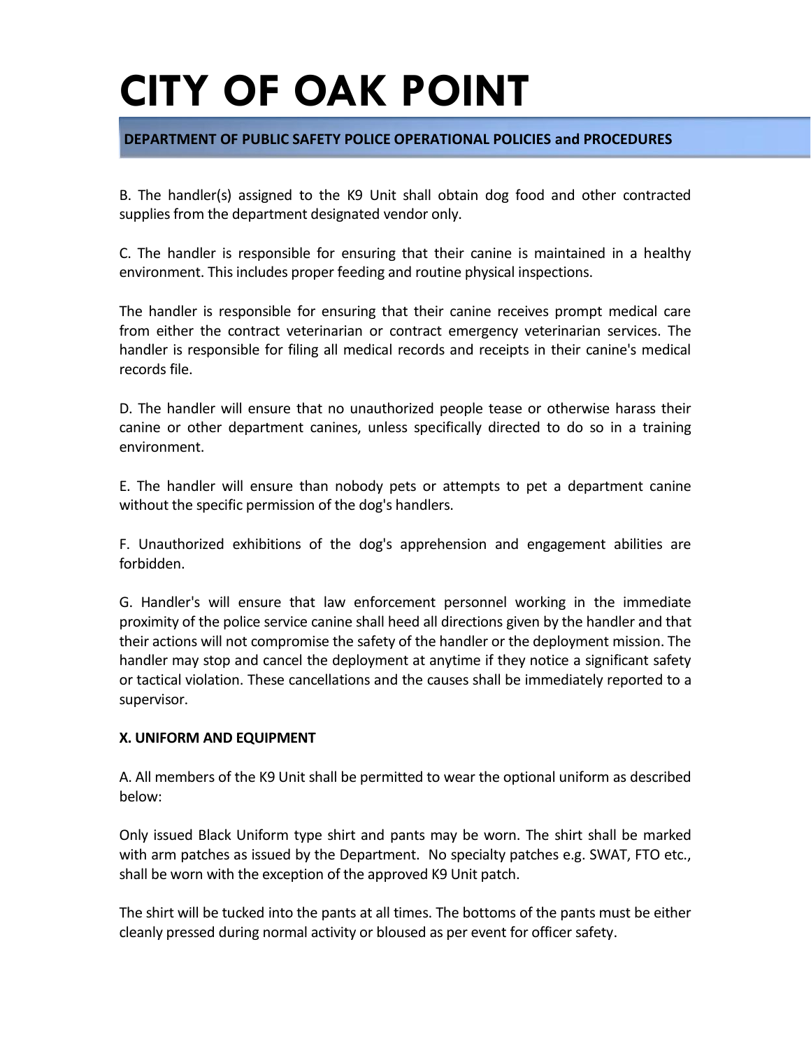B. The handler(s) assigned to the K9 Unit shall obtain dog food and other contracted supplies from the department designated vendor only.

C. The handler is responsible for ensuring that their canine is maintained in a healthy environment. This includes proper feeding and routine physical inspections.

The handler is responsible for ensuring that their canine receives prompt medical care from either the contract veterinarian or contract emergency veterinarian services. The handler is responsible for filing all medical records and receipts in their canine's medical records file.

D. The handler will ensure that no unauthorized people tease or otherwise harass their canine or other department canines, unless specifically directed to do so in a training environment.

E. The handler will ensure than nobody pets or attempts to pet a department canine without the specific permission of the dog's handlers.

F. Unauthorized exhibitions of the dog's apprehension and engagement abilities are forbidden.

G. Handler's will ensure that law enforcement personnel working in the immediate proximity of the police service canine shall heed all directions given by the handler and that their actions will not compromise the safety of the handler or the deployment mission. The handler may stop and cancel the deployment at anytime if they notice a significant safety or tactical violation. These cancellations and the causes shall be immediately reported to a supervisor.

**X. UNIFORM AND EQUIPMENT**

A. All members of the K9 Unit shall be permitted to wear the optional uniform as described below:

Only issued Black Uniform type shirt and pants may be worn. The shirt shall be marked with arm patches as issued by the Department. No specialty patches e.g. SWAT, FTO etc., shall be worn with the exception of the approved K9 Unit patch.

The shirt will be tucked into the pants at all times. The bottoms of the pants must be either cleanly pressed during normal activity or bloused as per event for officer safety.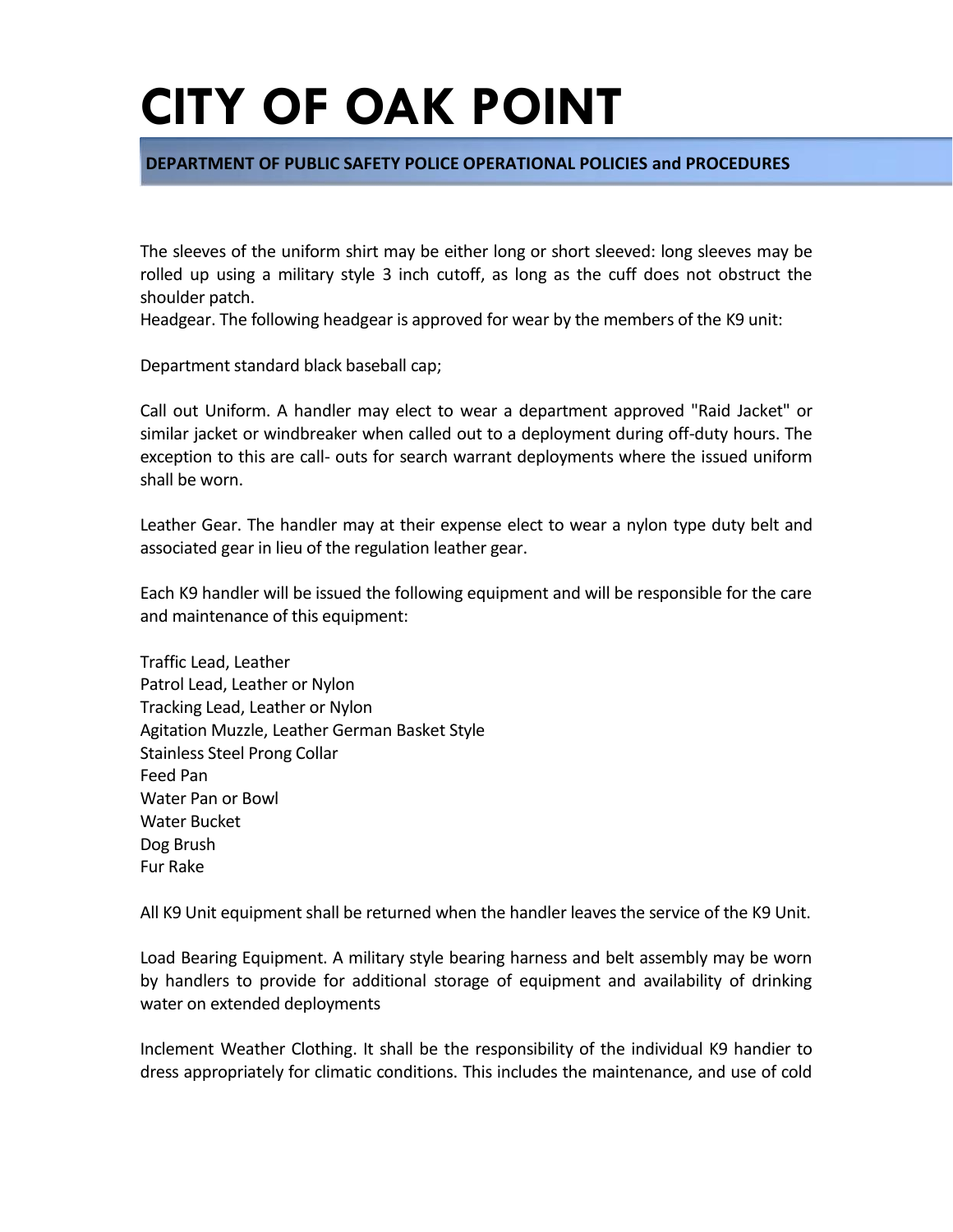The sleeves of the uniform shirt may be either long or short sleeved: long sleeves may be rolled up using a military style 3 inch cutoff, as long as the cuff does not obstruct the shoulder patch.

Headgear. The following headgear is approved for wear by the members of the K9 unit:

Department standard black baseball cap;

Call out Uniform. A handler may elect to wear a department approved "Raid Jacket" or similar jacket or windbreaker when called out to a deployment during off-duty hours. The exception to this are call- outs for search warrant deployments where the issued uniform shall be worn.

Leather Gear. The handler may at their expense elect to wear a nylon type duty belt and associated gear in lieu of the regulation leather gear.

Each K9 handler will be issued the following equipment and will be responsible for the care and maintenance of this equipment:

Traffic Lead, Leather
Patrol Lead, Leather or Nylon
Tracking Lead, Leather or Nylon
Agitation Muzzle, Leather German Basket Style
Stainless Steel Prong Collar
Feed Pan
Water Pan or Bowl
Water Bucket
Dog Brush
Fur Rake

All K9 Unit equipment shall be returned when the handler leaves the service of the K9 Unit.

Load Bearing Equipment. A military style bearing harness and belt assembly may be worn by handlers to provide for additional storage of equipment and availability of drinking water on extended deployments

Inclement Weather Clothing. It shall be the responsibility of the individual K9 handier to dress appropriately for climatic conditions. This includes the maintenance, and use of cold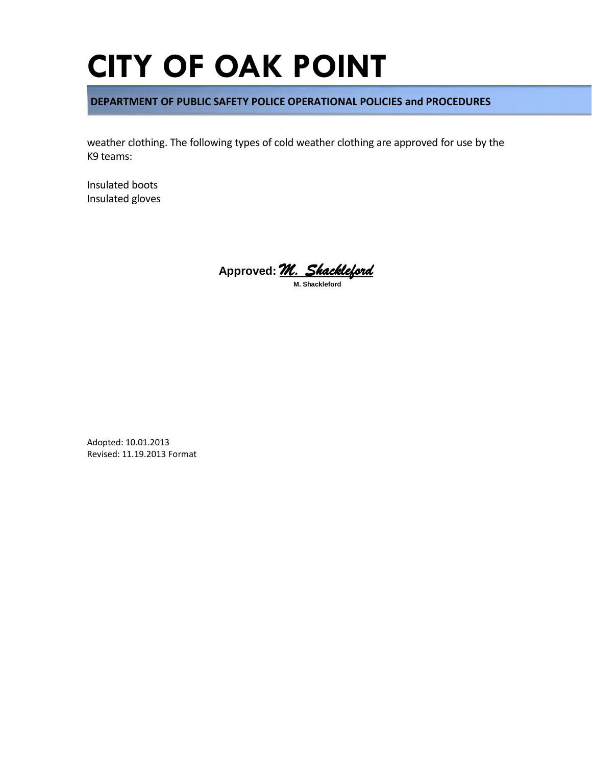weather clothing. The following types of cold weather clothing are approved for use by the K9 teams:

Insulated boots
Insulated gloves

**Approved:** *M. Shackleford*
**M. Shackleford**

Adopted: 10.01.2013
Revised: 11.19.2013 Format